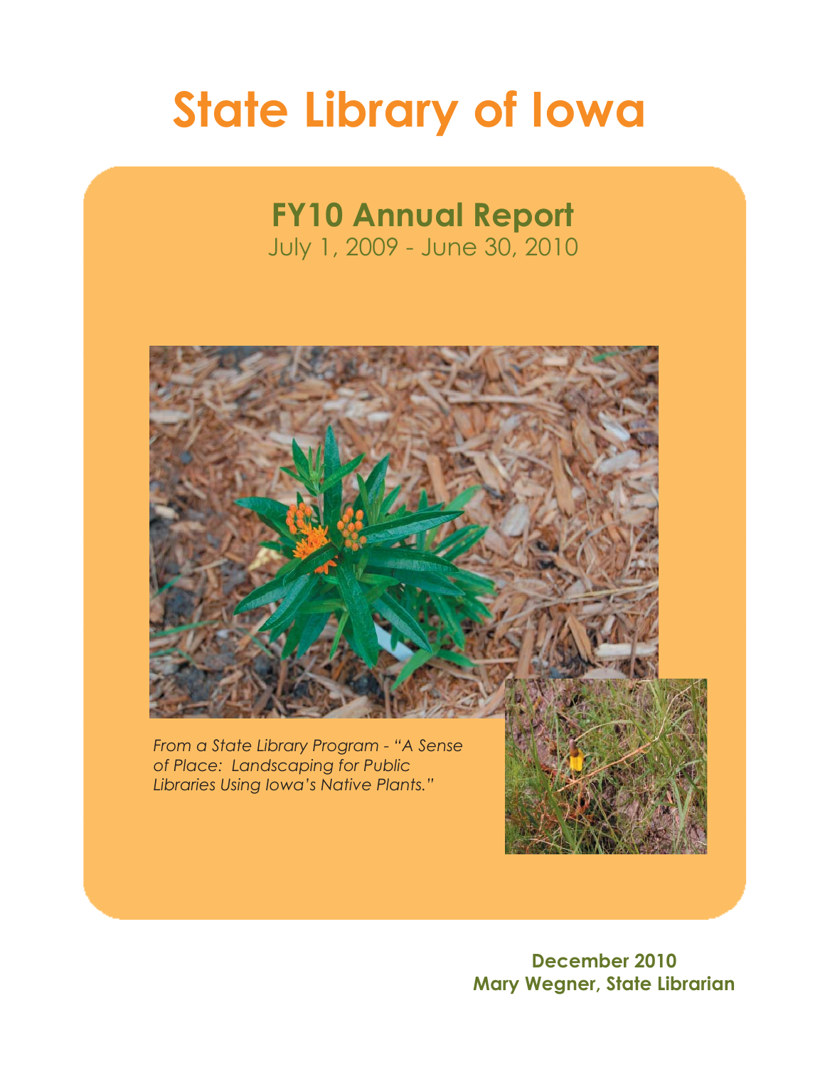# State Library of Iowa

## FY10 Annual Report

July 1, 2009 - June 30, 2010

*From a State Library Program - "A Sense of Place: Landscaping for Public Libraries Using Iowa's Native Plants."*

**December 2010**

**Mary Wegner, State Librarian**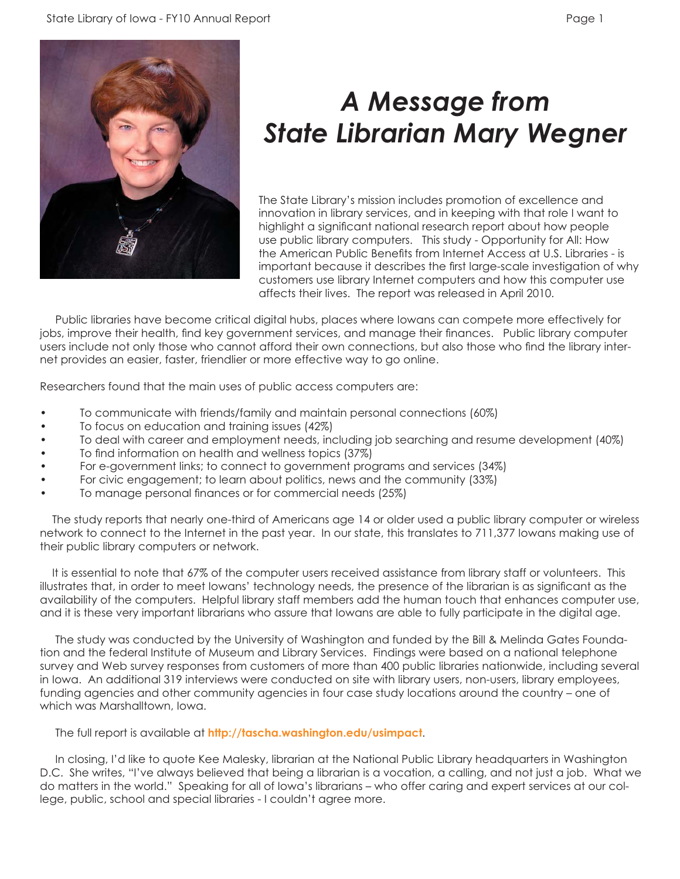# *A Message from State Librarian Mary Wegner*

The State Library's mission includes promotion of excellence and innovation in library services, and in keeping with that role I want to highlight a significant national research report about how people use public library computers. This study - Opportunity for All: How the American Public Benefits from Internet Access at U.S. Libraries - is important because it describes the first large-scale investigation of why customers use library Internet computers and how this computer use affects their lives. The report was released in April 2010.

Public libraries have become critical digital hubs, places where Iowans can compete more effectively for jobs, improve their health, find key government services, and manage their finances. Public library computer users include not only those who cannot afford their own connections, but also those who find the library internet provides an easier, faster, friendlier or more effective way to go online.

Researchers found that the main uses of public access computers are:

- To communicate with friends/family and maintain personal connections (60%)
- To focus on education and training issues (42%)
- To deal with career and employment needs, including job searching and resume development (40%)
- To find information on health and wellness topics (37%)
- For e-government links; to connect to government programs and services (34%)
- For civic engagement; to learn about politics, news and the community (33%)
- To manage personal finances or for commercial needs (25%)

The study reports that nearly one-third of Americans age 14 or older used a public library computer or wireless network to connect to the Internet in the past year. In our state, this translates to 711,377 Iowans making use of their public library computers or network.

It is essential to note that 67% of the computer users received assistance from library staff or volunteers. This illustrates that, in order to meet Iowans' technology needs, the presence of the librarian is as significant as the availability of the computers. Helpful library staff members add the human touch that enhances computer use, and it is these very important librarians who assure that Iowans are able to fully participate in the digital age.

The study was conducted by the University of Washington and funded by the Bill & Melinda Gates Foundation and the federal Institute of Museum and Library Services. Findings were based on a national telephone survey and Web survey responses from customers of more than 400 public libraries nationwide, including several in Iowa. An additional 319 interviews were conducted on site with library users, non-users, library employees, funding agencies and other community agencies in four case study locations around the country – one of which was Marshalltown, Iowa.

The full report is available at **http://tascha.washington.edu/usimpact**.

In closing, I'd like to quote Kee Malesky, librarian at the National Public Library headquarters in Washington D.C. She writes, "I've always believed that being a librarian is a vocation, a calling, and not just a job. What we do matters in the world." Speaking for all of Iowa's librarians – who offer caring and expert services at our college, public, school and special libraries - I couldn't agree more.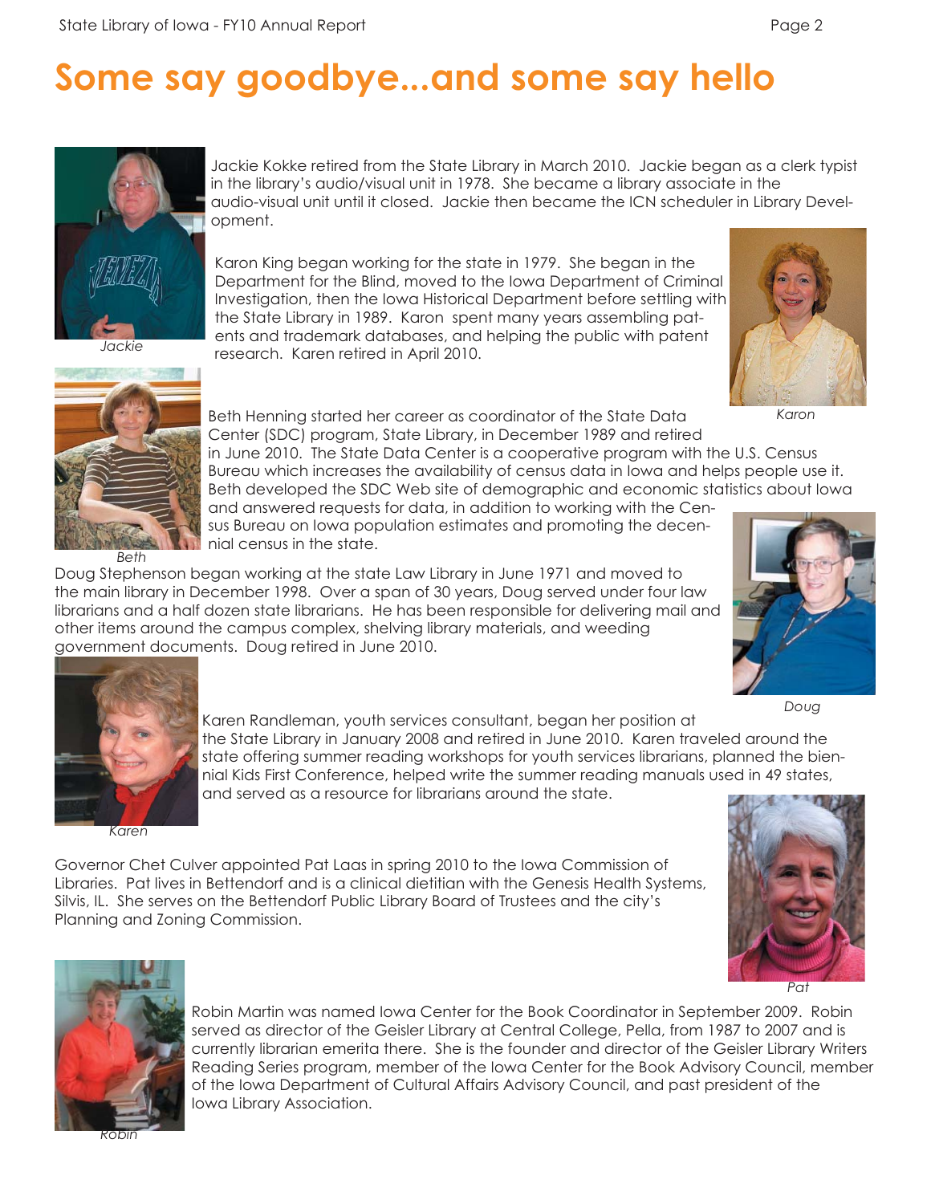# Some say goodbye...and some say hello

Jackie Kokke retired from the State Library in March 2010. Jackie began as a clerk typist in the library's audio/visual unit in 1978. She became a library associate in the audio-visual unit until it closed. Jackie then became the ICN scheduler in Library Development.

*Jackie*

Karon King began working for the state in 1979. She began in the Department for the Blind, moved to the Iowa Department of Criminal Investigation, then the Iowa Historical Department before settling with the State Library in 1989. Karon spent many years assembling patents and trademark databases, and helping the public with patent research. Karen retired in April 2010.

*Karon*

Beth Henning started her career as coordinator of the State Data Center (SDC) program, State Library, in December 1989 and retired in June 2010. The State Data Center is a cooperative program with the U.S. Census Bureau which increases the availability of census data in Iowa and helps people use it. Beth developed the SDC Web site of demographic and economic statistics about Iowa and answered requests for data, in addition to working with the Census Bureau on Iowa population estimates and promoting the decennial census in the state.

*Beth*

Doug Stephenson began working at the state Law Library in June 1971 and moved to the main library in December 1998. Over a span of 30 years, Doug served under four law librarians and a half dozen state librarians. He has been responsible for delivering mail and other items around the campus complex, shelving library materials, and weeding government documents. Doug retired in June 2010.

*Doug*

Karen Randleman, youth services consultant, began her position at the State Library in January 2008 and retired in June 2010. Karen traveled around the state offering summer reading workshops for youth services librarians, planned the biennial Kids First Conference, helped write the summer reading manuals used in 49 states, and served as a resource for librarians around the state.

*Karen*

Governor Chet Culver appointed Pat Laas in spring 2010 to the Iowa Commission of Libraries. Pat lives in Bettendorf and is a clinical dietitian with the Genesis Health Systems, Silvis, IL. She serves on the Bettendorf Public Library Board of Trustees and the city's Planning and Zoning Commission.

*Pat*

Robin Martin was named Iowa Center for the Book Coordinator in September 2009. Robin served as director of the Geisler Library at Central College, Pella, from 1987 to 2007 and is currently librarian emerita there. She is the founder and director of the Geisler Library Writers Reading Series program, member of the Iowa Center for the Book Advisory Council, member of the Iowa Department of Cultural Affairs Advisory Council, and past president of the Iowa Library Association.

*Robin*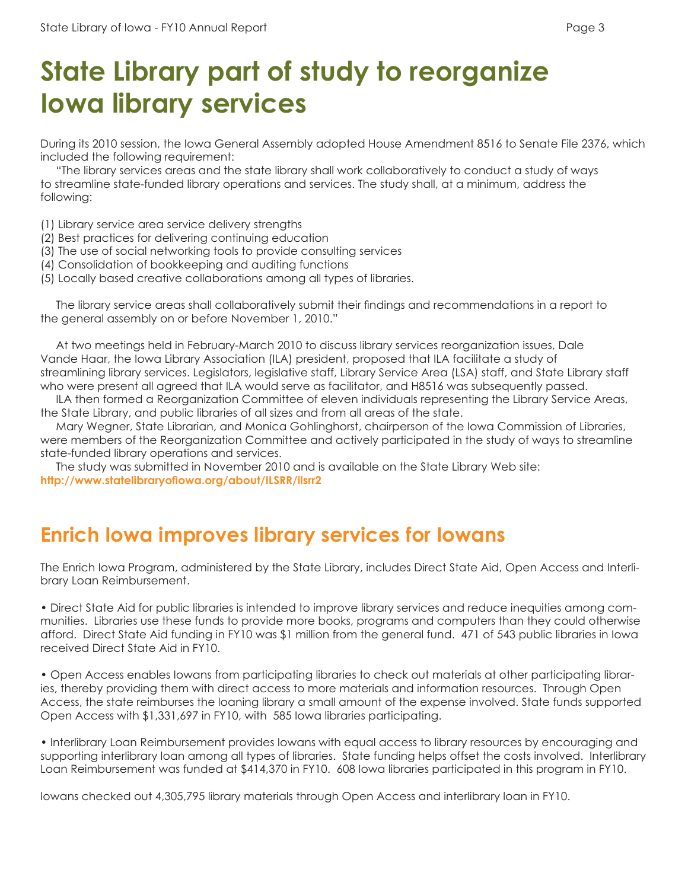# State Library part of study to reorganize Iowa library services

During its 2010 session, the Iowa General Assembly adopted House Amendment 8516 to Senate File 2376, which included the following requirement:

"The library services areas and the state library shall work collaboratively to conduct a study of ways to streamline state-funded library operations and services. The study shall, at a minimum, address the following:

(1) Library service area service delivery strengths
(2) Best practices for delivering continuing education
(3) The use of social networking tools to provide consulting services
(4) Consolidation of bookkeeping and auditing functions
(5) Locally based creative collaborations among all types of libraries.

The library service areas shall collaboratively submit their findings and recommendations in a report to the general assembly on or before November 1, 2010."

At two meetings held in February-March 2010 to discuss library services reorganization issues, Dale Vande Haar, the Iowa Library Association (ILA) president, proposed that ILA facilitate a study of streamlining library services. Legislators, legislative staff, Library Service Area (LSA) staff, and State Library staff who were present all agreed that ILA would serve as facilitator, and H8516 was subsequently passed.

ILA then formed a Reorganization Committee of eleven individuals representing the Library Service Areas, the State Library, and public libraries of all sizes and from all areas of the state.

Mary Wegner, State Librarian, and Monica Gohlinghorst, chairperson of the Iowa Commission of Libraries, were members of the Reorganization Committee and actively participated in the study of ways to streamline state-funded library operations and services.

The study was submitted in November 2010 and is available on the State Library Web site:
**http://www.statelibraryofiowa.org/about/ILSRR/ilsrr2**

## Enrich Iowa improves library services for Iowans

The Enrich Iowa Program, administered by the State Library, includes Direct State Aid, Open Access and Interlibrary Loan Reimbursement.

• Direct State Aid for public libraries is intended to improve library services and reduce inequities among communities. Libraries use these funds to provide more books, programs and computers than they could otherwise afford. Direct State Aid funding in FY10 was $1 million from the general fund. 471 of 543 public libraries in Iowa received Direct State Aid in FY10.

• Open Access enables Iowans from participating libraries to check out materials at other participating libraries, thereby providing them with direct access to more materials and information resources. Through Open Access, the state reimburses the loaning library a small amount of the expense involved. State funds supported Open Access with $1,331,697 in FY10, with 585 Iowa libraries participating.

• Interlibrary Loan Reimbursement provides Iowans with equal access to library resources by encouraging and supporting interlibrary loan among all types of libraries. State funding helps offset the costs involved. Interlibrary Loan Reimbursement was funded at $414,370 in FY10. 608 Iowa libraries participated in this program in FY10.

Iowans checked out 4,305,795 library materials through Open Access and interlibrary loan in FY10.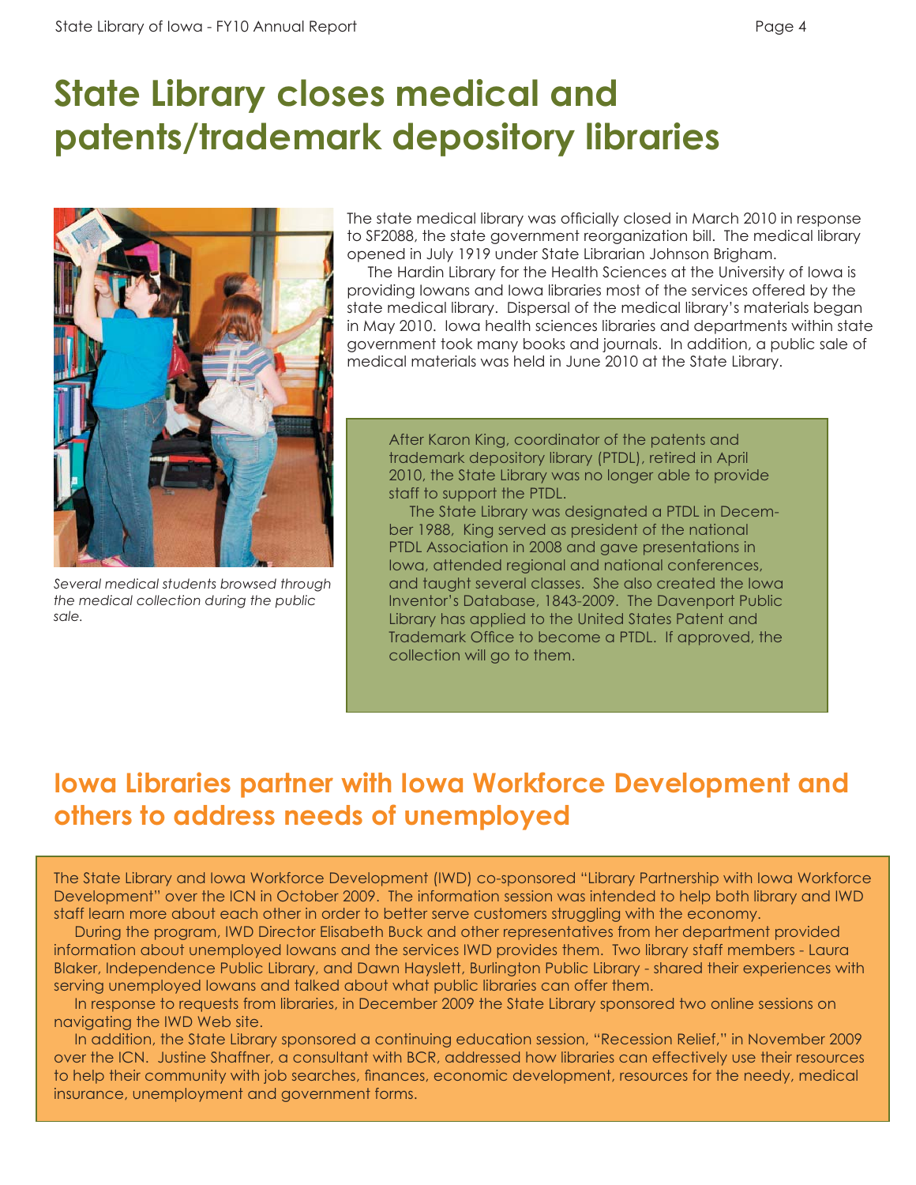# State Library closes medical and patents/trademark depository libraries

*Several medical students browsed through the medical collection during the public sale.*

The state medical library was officially closed in March 2010 in response to SF2088, the state government reorganization bill. The medical library opened in July 1919 under State Librarian Johnson Brigham.

The Hardin Library for the Health Sciences at the University of Iowa is providing Iowans and Iowa libraries most of the services offered by the state medical library. Dispersal of the medical library's materials began in May 2010. Iowa health sciences libraries and departments within state government took many books and journals. In addition, a public sale of medical materials was held in June 2010 at the State Library.

After Karon King, coordinator of the patents and trademark depository library (PTDL), retired in April 2010, the State Library was no longer able to provide staff to support the PTDL.

The State Library was designated a PTDL in December 1988, King served as president of the national PTDL Association in 2008 and gave presentations in Iowa, attended regional and national conferences, and taught several classes. She also created the Iowa Inventor's Database, 1843-2009. The Davenport Public Library has applied to the United States Patent and Trademark Office to become a PTDL. If approved, the collection will go to them.

## Iowa Libraries partner with Iowa Workforce Development and others to address needs of unemployed

The State Library and Iowa Workforce Development (IWD) co-sponsored "Library Partnership with Iowa Workforce Development" over the ICN in October 2009. The information session was intended to help both library and IWD staff learn more about each other in order to better serve customers struggling with the economy.

During the program, IWD Director Elisabeth Buck and other representatives from her department provided information about unemployed Iowans and the services IWD provides them. Two library staff members - Laura Blaker, Independence Public Library, and Dawn Hayslett, Burlington Public Library - shared their experiences with serving unemployed Iowans and talked about what public libraries can offer them.

In response to requests from libraries, in December 2009 the State Library sponsored two online sessions on navigating the IWD Web site.

In addition, the State Library sponsored a continuing education session, "Recession Relief," in November 2009 over the ICN. Justine Shaffner, a consultant with BCR, addressed how libraries can effectively use their resources to help their community with job searches, finances, economic development, resources for the needy, medical insurance, unemployment and government forms.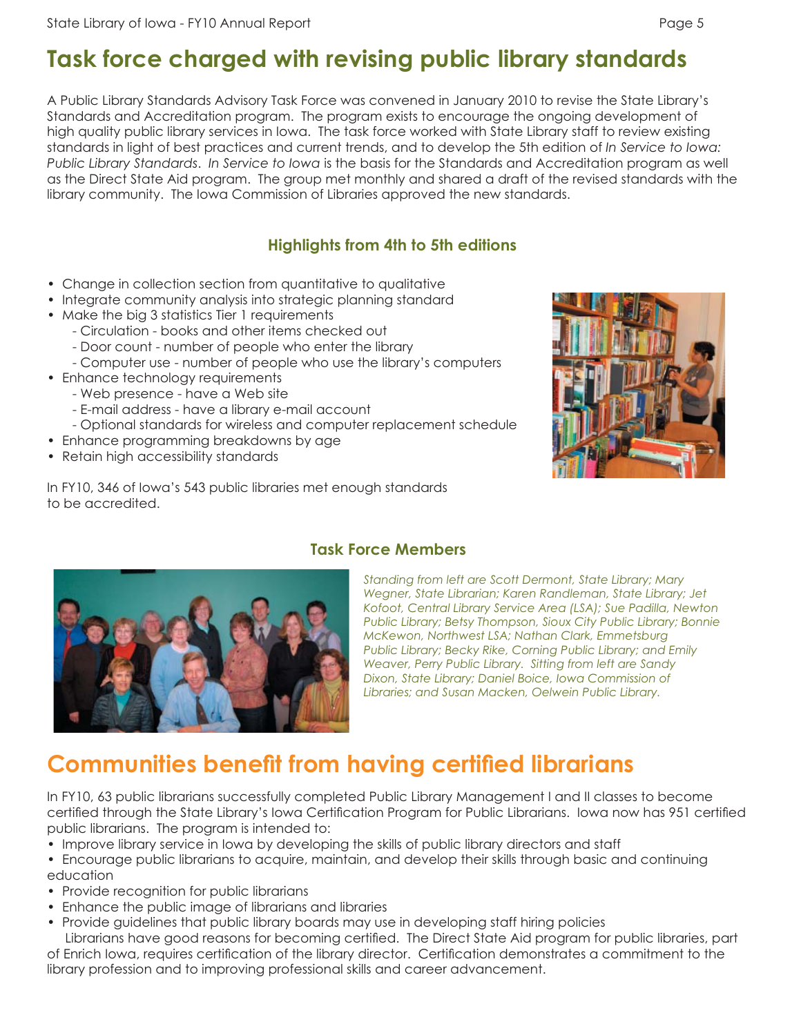# Task force charged with revising public library standards

A Public Library Standards Advisory Task Force was convened in January 2010 to revise the State Library's Standards and Accreditation program. The program exists to encourage the ongoing development of high quality public library services in Iowa. The task force worked with State Library staff to review existing standards in light of best practices and current trends, and to develop the 5th edition of *In Service to Iowa: Public Library Standards*. *In Service to Iowa* is the basis for the Standards and Accreditation program as well as the Direct State Aid program. The group met monthly and shared a draft of the revised standards with the library community. The Iowa Commission of Libraries approved the new standards.

### Highlights from 4th to 5th editions

- Change in collection section from quantitative to qualitative
- Integrate community analysis into strategic planning standard
- Make the big 3 statistics Tier 1 requirements
  - Circulation - books and other items checked out
  - Door count - number of people who enter the library
  - Computer use - number of people who use the library's computers
- Enhance technology requirements
  - Web presence - have a Web site
  - E-mail address - have a library e-mail account
  - Optional standards for wireless and computer replacement schedule
- Enhance programming breakdowns by age
- Retain high accessibility standards

In FY10, 346 of Iowa's 543 public libraries met enough standards to be accredited.

### Task Force Members

*Standing from left are Scott Dermont, State Library; Mary Wegner, State Librarian; Karen Randleman, State Library; Jet Kofoot, Central Library Service Area (LSA); Sue Padilla, Newton Public Library; Betsy Thompson, Sioux City Public Library; Bonnie McKewon, Northwest LSA; Nathan Clark, Emmetsburg Public Library; Becky Rike, Corning Public Library; and Emily Weaver, Perry Public Library. Sitting from left are Sandy Dixon, State Library; Daniel Boice, Iowa Commission of Libraries; and Susan Macken, Oelwein Public Library.*

# Communities benefit from having certified librarians

In FY10, 63 public librarians successfully completed Public Library Management I and II classes to become certified through the State Library's Iowa Certification Program for Public Librarians. Iowa now has 951 certified public librarians. The program is intended to:

- Improve library service in Iowa by developing the skills of public library directors and staff
- Encourage public librarians to acquire, maintain, and develop their skills through basic and continuing education
- Provide recognition for public librarians
- Enhance the public image of librarians and libraries
- Provide guidelines that public library boards may use in developing staff hiring policies

Librarians have good reasons for becoming certified. The Direct State Aid program for public libraries, part of Enrich Iowa, requires certification of the library director. Certification demonstrates a commitment to the library profession and to improving professional skills and career advancement.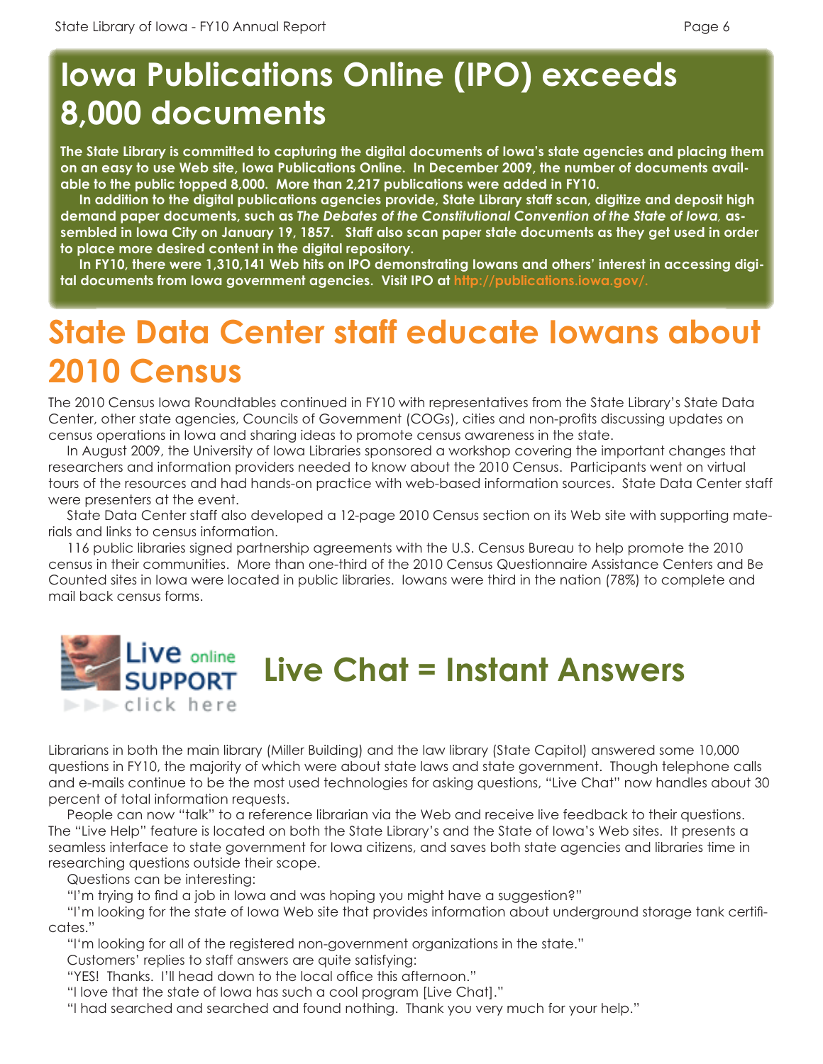# Iowa Publications Online (IPO) exceeds 8,000 documents

**The State Library is committed to capturing the digital documents of Iowa's state agencies and placing them on an easy to use Web site, Iowa Publications Online. In December 2009, the number of documents available to the public topped 8,000. More than 2,217 publications were added in FY10.**

**In addition to the digital publications agencies provide, State Library staff scan, digitize and deposit high demand paper documents, such as *The Debates of the Constitutional Convention of the State of Iowa,* assembled in Iowa City on January 19, 1857. Staff also scan paper state documents as they get used in order to place more desired content in the digital repository.**

**In FY10, there were 1,310,141 Web hits on IPO demonstrating Iowans and others' interest in accessing digital documents from Iowa government agencies. Visit IPO at http://publications.iowa.gov/.**

# State Data Center staff educate Iowans about 2010 Census

The 2010 Census Iowa Roundtables continued in FY10 with representatives from the State Library's State Data Center, other state agencies, Councils of Government (COGs), cities and non-profits discussing updates on census operations in Iowa and sharing ideas to promote census awareness in the state.

In August 2009, the University of Iowa Libraries sponsored a workshop covering the important changes that researchers and information providers needed to know about the 2010 Census. Participants went on virtual tours of the resources and had hands-on practice with web-based information sources. State Data Center staff were presenters at the event.

State Data Center staff also developed a 12-page 2010 Census section on its Web site with supporting materials and links to census information.

116 public libraries signed partnership agreements with the U.S. Census Bureau to help promote the 2010 census in their communities. More than one-third of the 2010 Census Questionnaire Assistance Centers and Be Counted sites in Iowa were located in public libraries. Iowans were third in the nation (78%) to complete and mail back census forms.

# Live Chat = Instant Answers

Librarians in both the main library (Miller Building) and the law library (State Capitol) answered some 10,000 questions in FY10, the majority of which were about state laws and state government. Though telephone calls and e-mails continue to be the most used technologies for asking questions, "Live Chat" now handles about 30 percent of total information requests.

People can now "talk" to a reference librarian via the Web and receive live feedback to their questions. The "Live Help" feature is located on both the State Library's and the State of Iowa's Web sites. It presents a seamless interface to state government for Iowa citizens, and saves both state agencies and libraries time in researching questions outside their scope.

Questions can be interesting:

"I'm trying to find a job in Iowa and was hoping you might have a suggestion?"

"I'm looking for the state of Iowa Web site that provides information about underground storage tank certificates."

"I'm looking for all of the registered non-government organizations in the state."

Customers' replies to staff answers are quite satisfying:

"YES! Thanks. I'll head down to the local office this afternoon."

"I love that the state of Iowa has such a cool program [Live Chat]."

"I had searched and searched and found nothing. Thank you very much for your help."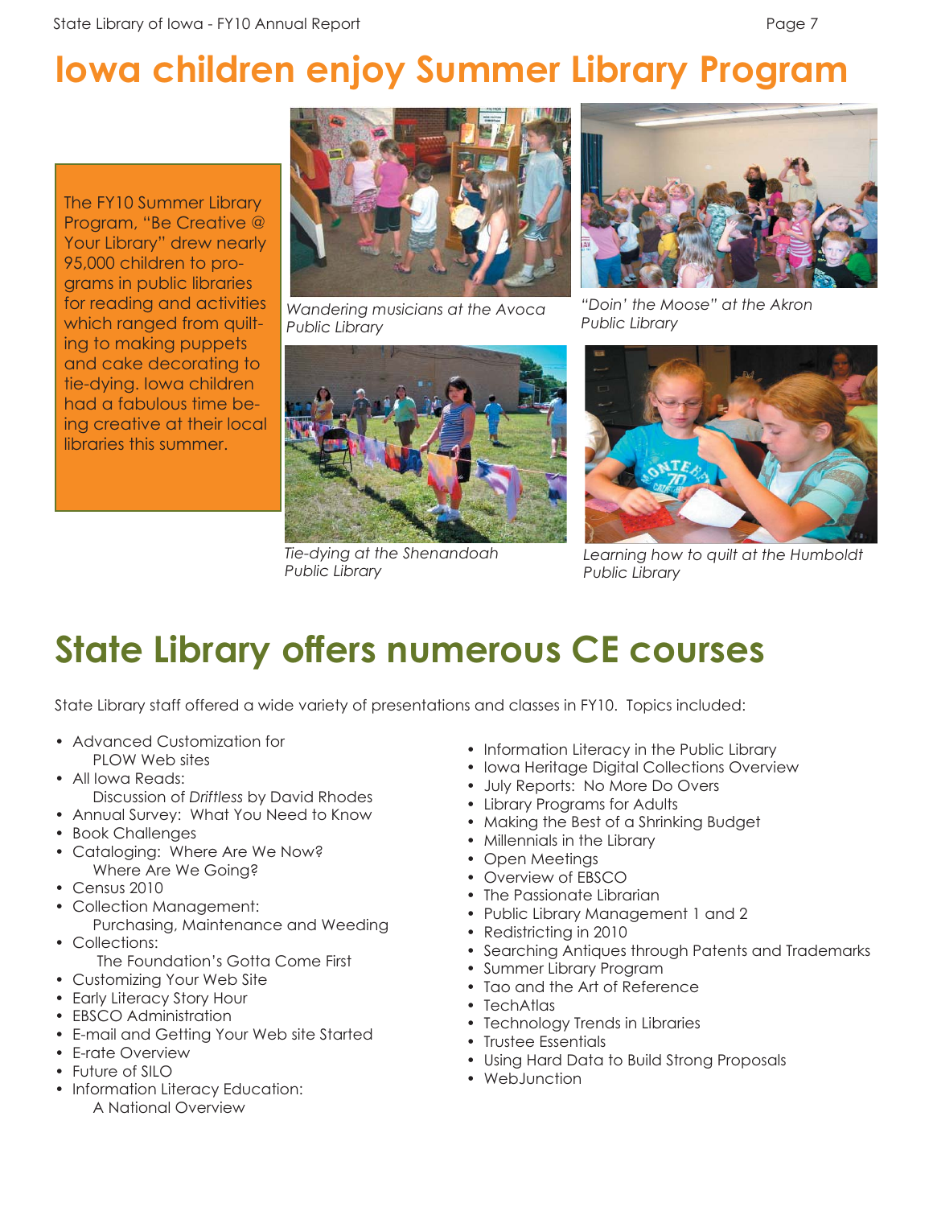# Iowa children enjoy Summer Library Program

The FY10 Summer Library Program, "Be Creative @ Your Library" drew nearly 95,000 children to programs in public libraries for reading and activities which ranged from quilting to making puppets and cake decorating to tie-dying. Iowa children had a fabulous time being creative at their local libraries this summer.

*Wandering musicians at the Avoca Public Library*

*"Doin' the Moose" at the Akron Public Library*

*Tie-dying at the Shenandoah Public Library*

*Learning how to quilt at the Humboldt Public Library*

# State Library offers numerous CE courses

State Library staff offered a wide variety of presentations and classes in FY10. Topics included:

- Advanced Customization for PLOW Web sites
- All Iowa Reads: Discussion of *Driftless* by David Rhodes
- Annual Survey: What You Need to Know
- Book Challenges
- Cataloging: Where Are We Now? Where Are We Going?
- Census 2010
- Collection Management: Purchasing, Maintenance and Weeding
- Collections: The Foundation's Gotta Come First
- Customizing Your Web Site
- Early Literacy Story Hour
- EBSCO Administration
- E-mail and Getting Your Web site Started
- E-rate Overview
- Future of SILO
- Information Literacy Education: A National Overview
- Information Literacy in the Public Library
- Iowa Heritage Digital Collections Overview
- July Reports: No More Do Overs
- Library Programs for Adults
- Making the Best of a Shrinking Budget
- Millennials in the Library
- Open Meetings
- Overview of EBSCO
- The Passionate Librarian
- Public Library Management 1 and 2
- Redistricting in 2010
- Searching Antiques through Patents and Trademarks
- Summer Library Program
- Tao and the Art of Reference
- TechAtlas
- Technology Trends in Libraries
- Trustee Essentials
- Using Hard Data to Build Strong Proposals
- WebJunction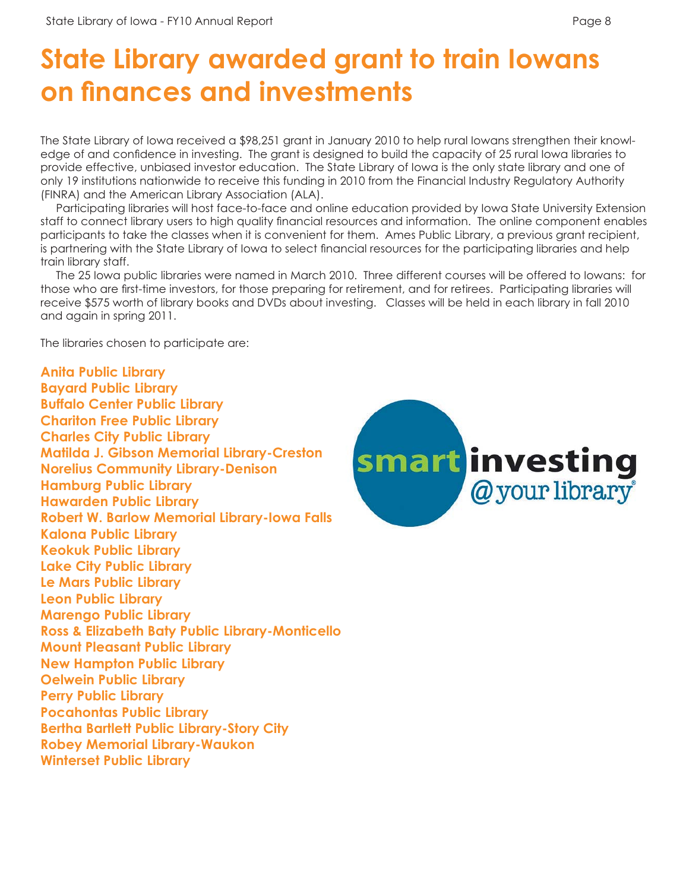# State Library awarded grant to train Iowans on finances and investments

The State Library of Iowa received a $98,251 grant in January 2010 to help rural Iowans strengthen their knowledge of and confidence in investing. The grant is designed to build the capacity of 25 rural Iowa libraries to provide effective, unbiased investor education. The State Library of Iowa is the only state library and one of only 19 institutions nationwide to receive this funding in 2010 from the Financial Industry Regulatory Authority (FINRA) and the American Library Association (ALA).

Participating libraries will host face-to-face and online education provided by Iowa State University Extension staff to connect library users to high quality financial resources and information. The online component enables participants to take the classes when it is convenient for them. Ames Public Library, a previous grant recipient, is partnering with the State Library of Iowa to select financial resources for the participating libraries and help train library staff.

The 25 Iowa public libraries were named in March 2010. Three different courses will be offered to Iowans: for those who are first-time investors, for those preparing for retirement, and for retirees. Participating libraries will receive $575 worth of library books and DVDs about investing. Classes will be held in each library in fall 2010 and again in spring 2011.

The libraries chosen to participate are:

**Anita Public Library**
**Bayard Public Library**
**Buffalo Center Public Library**
**Chariton Free Public Library**
**Charles City Public Library**
**Matilda J. Gibson Memorial Library-Creston**
**Norelius Community Library-Denison**
**Hamburg Public Library**
**Hawarden Public Library**
**Robert W. Barlow Memorial Library-Iowa Falls**
**Kalona Public Library**
**Keokuk Public Library**
**Lake City Public Library**
**Le Mars Public Library**
**Leon Public Library**
**Marengo Public Library**
**Ross & Elizabeth Baty Public Library-Monticello**
**Mount Pleasant Public Library**
**New Hampton Public Library**
**Oelwein Public Library**
**Perry Public Library**
**Pocahontas Public Library**
**Bertha Bartlett Public Library-Story City**
**Robey Memorial Library-Waukon**
**Winterset Public Library**

smart investing @your library®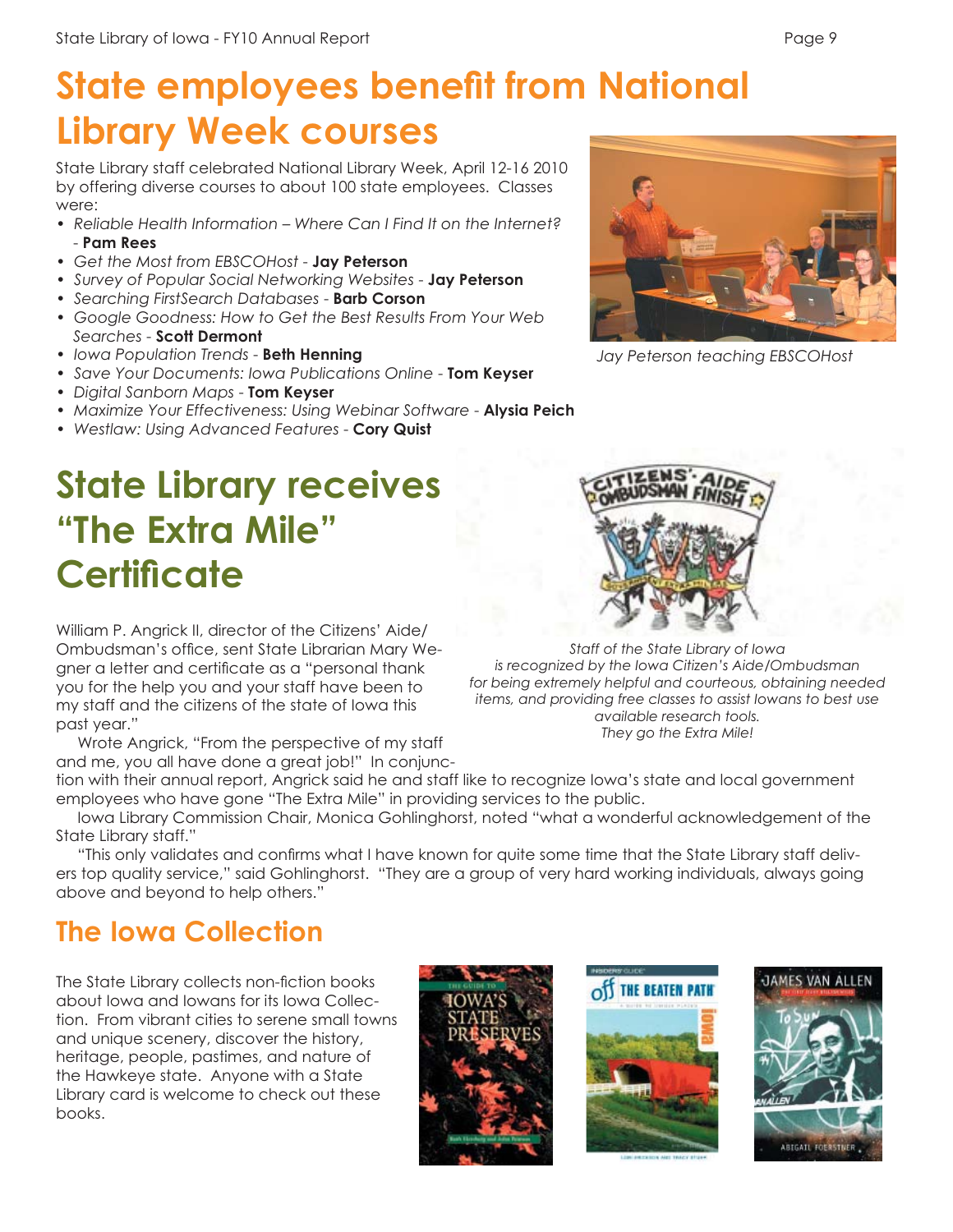# State employees benefit from National Library Week courses

State Library staff celebrated National Library Week, April 12-16 2010 by offering diverse courses to about 100 state employees. Classes were:

- *Reliable Health Information – Where Can I Find It on the Internet?* - **Pam Rees**
- *Get the Most from EBSCOHost* - **Jay Peterson**
- *Survey of Popular Social Networking Websites* - **Jay Peterson**
- *Searching FirstSearch Databases* - **Barb Corson**
- *Google Goodness: How to Get the Best Results From Your Web Searches* - **Scott Dermont**
- *Iowa Population Trends* - **Beth Henning**
- *Save Your Documents: Iowa Publications Online* - **Tom Keyser**
- *Digital Sanborn Maps* - **Tom Keyser**
- *Maximize Your Effectiveness: Using Webinar Software* - **Alysia Peich**
- *Westlaw: Using Advanced Features* - **Cory Quist**

*Jay Peterson teaching EBSCOHost*

# State Library receives "The Extra Mile" Certificate

*Staff of the State Library of Iowa is recognized by the Iowa Citizen's Aide/Ombudsman for being extremely helpful and courteous, obtaining needed items, and providing free classes to assist Iowans to best use available research tools. They go the Extra Mile!*

William P. Angrick II, director of the Citizens' Aide/Ombudsman's office, sent State Librarian Mary Wegner a letter and certificate as a "personal thank you for the help you and your staff have been to my staff and the citizens of the state of Iowa this past year."

Wrote Angrick, "From the perspective of my staff and me, you all have done a great job!" In conjunction with their annual report, Angrick said he and staff like to recognize Iowa's state and local government employees who have gone "The Extra Mile" in providing services to the public.

Iowa Library Commission Chair, Monica Gohlinghorst, noted "what a wonderful acknowledgement of the State Library staff."

"This only validates and confirms what I have known for quite some time that the State Library staff delivers top quality service," said Gohlinghorst. "They are a group of very hard working individuals, always going above and beyond to help others."

## The Iowa Collection

The State Library collects non-fiction books about Iowa and Iowans for its Iowa Collection. From vibrant cities to serene small towns and unique scenery, discover the history, heritage, people, pastimes, and nature of the Hawkeye state. Anyone with a State Library card is welcome to check out these books.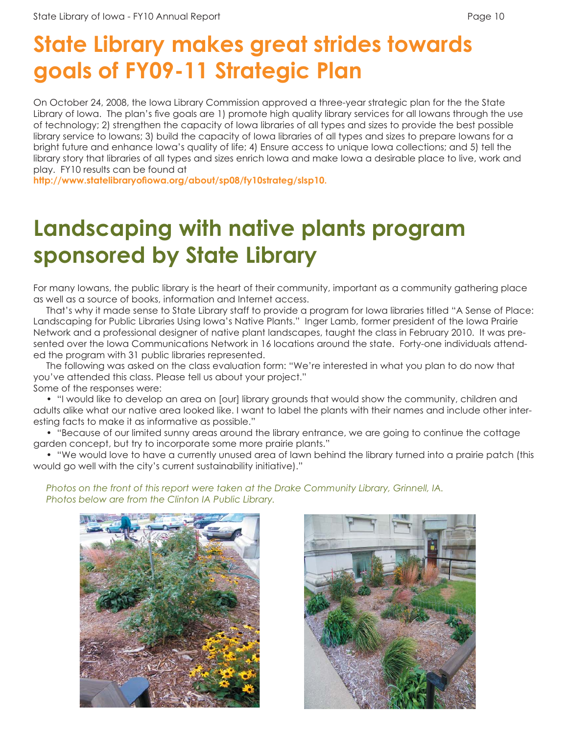# State Library makes great strides towards goals of FY09-11 Strategic Plan

On October 24, 2008, the Iowa Library Commission approved a three-year strategic plan for the the State Library of Iowa. The plan's five goals are 1) promote high quality library services for all Iowans through the use of technology; 2) strengthen the capacity of Iowa libraries of all types and sizes to provide the best possible library service to Iowans; 3) build the capacity of Iowa libraries of all types and sizes to prepare Iowans for a bright future and enhance Iowa's quality of life; 4) Ensure access to unique Iowa collections; and 5) tell the library story that libraries of all types and sizes enrich Iowa and make Iowa a desirable place to live, work and play. FY10 results can be found at **http://www.statelibraryofiowa.org/about/sp08/fy10strateg/slsp10.**

# Landscaping with native plants program sponsored by State Library

For many Iowans, the public library is the heart of their community, important as a community gathering place as well as a source of books, information and Internet access.

That's why it made sense to State Library staff to provide a program for Iowa libraries titled "A Sense of Place: Landscaping for Public Libraries Using Iowa's Native Plants." Inger Lamb, former president of the Iowa Prairie Network and a professional designer of native plant landscapes, taught the class in February 2010. It was presented over the Iowa Communications Network in 16 locations around the state. Forty-one individuals attended the program with 31 public libraries represented.

The following was asked on the class evaluation form: "We're interested in what you plan to do now that you've attended this class. Please tell us about your project."

Some of the responses were:

- "I would like to develop an area on [our] library grounds that would show the community, children and adults alike what our native area looked like. I want to label the plants with their names and include other interesting facts to make it as informative as possible."
- "Because of our limited sunny areas around the library entrance, we are going to continue the cottage garden concept, but try to incorporate some more prairie plants."
- "We would love to have a currently unused area of lawn behind the library turned into a prairie patch (this would go well with the city's current sustainability initiative)."

*Photos on the front of this report were taken at the Drake Community Library, Grinnell, IA.*
*Photos below are from the Clinton IA Public Library.*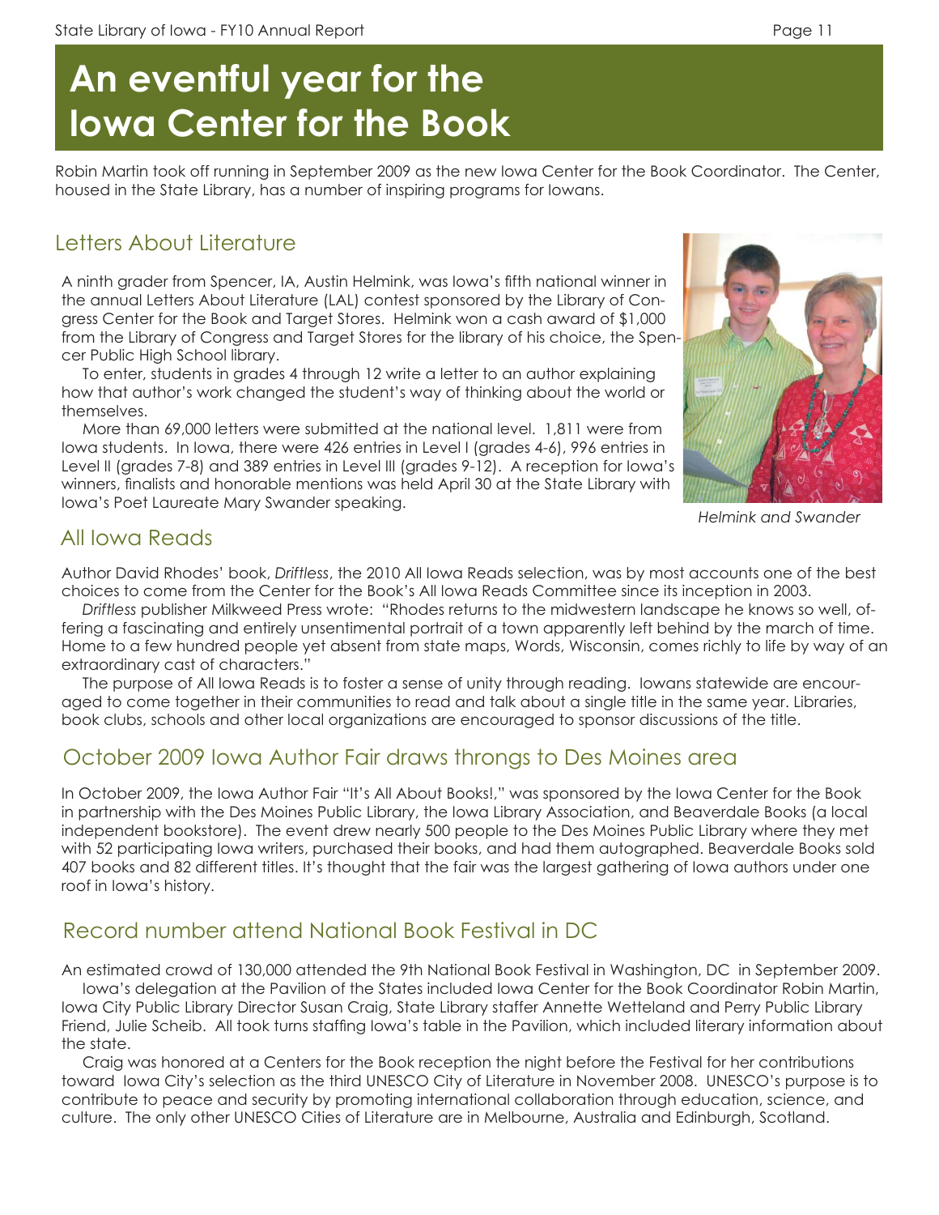# An eventful year for the Iowa Center for the Book

Robin Martin took off running in September 2009 as the new Iowa Center for the Book Coordinator. The Center, housed in the State Library, has a number of inspiring programs for Iowans.

## Letters About Literature

A ninth grader from Spencer, IA, Austin Helmink, was Iowa's fifth national winner in the annual Letters About Literature (LAL) contest sponsored by the Library of Congress Center for the Book and Target Stores. Helmink won a cash award of $1,000 from the Library of Congress and Target Stores for the library of his choice, the Spencer Public High School library.

To enter, students in grades 4 through 12 write a letter to an author explaining how that author's work changed the student's way of thinking about the world or themselves.

More than 69,000 letters were submitted at the national level. 1,811 were from Iowa students. In Iowa, there were 426 entries in Level I (grades 4-6), 996 entries in Level II (grades 7-8) and 389 entries in Level III (grades 9-12). A reception for Iowa's winners, finalists and honorable mentions was held April 30 at the State Library with Iowa's Poet Laureate Mary Swander speaking.

*Helmink and Swander*

## All Iowa Reads

Author David Rhodes' book, *Driftless*, the 2010 All Iowa Reads selection, was by most accounts one of the best choices to come from the Center for the Book's All Iowa Reads Committee since its inception in 2003.

*Driftless* publisher Milkweed Press wrote: "Rhodes returns to the midwestern landscape he knows so well, offering a fascinating and entirely unsentimental portrait of a town apparently left behind by the march of time. Home to a few hundred people yet absent from state maps, Words, Wisconsin, comes richly to life by way of an extraordinary cast of characters."

The purpose of All Iowa Reads is to foster a sense of unity through reading. Iowans statewide are encouraged to come together in their communities to read and talk about a single title in the same year. Libraries, book clubs, schools and other local organizations are encouraged to sponsor discussions of the title.

## October 2009 Iowa Author Fair draws throngs to Des Moines area

In October 2009, the Iowa Author Fair "It's All About Books!," was sponsored by the Iowa Center for the Book in partnership with the Des Moines Public Library, the Iowa Library Association, and Beaverdale Books (a local independent bookstore). The event drew nearly 500 people to the Des Moines Public Library where they met with 52 participating Iowa writers, purchased their books, and had them autographed. Beaverdale Books sold 407 books and 82 different titles. It's thought that the fair was the largest gathering of Iowa authors under one roof in Iowa's history.

## Record number attend National Book Festival in DC

An estimated crowd of 130,000 attended the 9th National Book Festival in Washington, DC in September 2009.

Iowa's delegation at the Pavilion of the States included Iowa Center for the Book Coordinator Robin Martin, Iowa City Public Library Director Susan Craig, State Library staffer Annette Wetteland and Perry Public Library Friend, Julie Scheib. All took turns staffing Iowa's table in the Pavilion, which included literary information about the state.

Craig was honored at a Centers for the Book reception the night before the Festival for her contributions toward Iowa City's selection as the third UNESCO City of Literature in November 2008. UNESCO's purpose is to contribute to peace and security by promoting international collaboration through education, science, and culture. The only other UNESCO Cities of Literature are in Melbourne, Australia and Edinburgh, Scotland.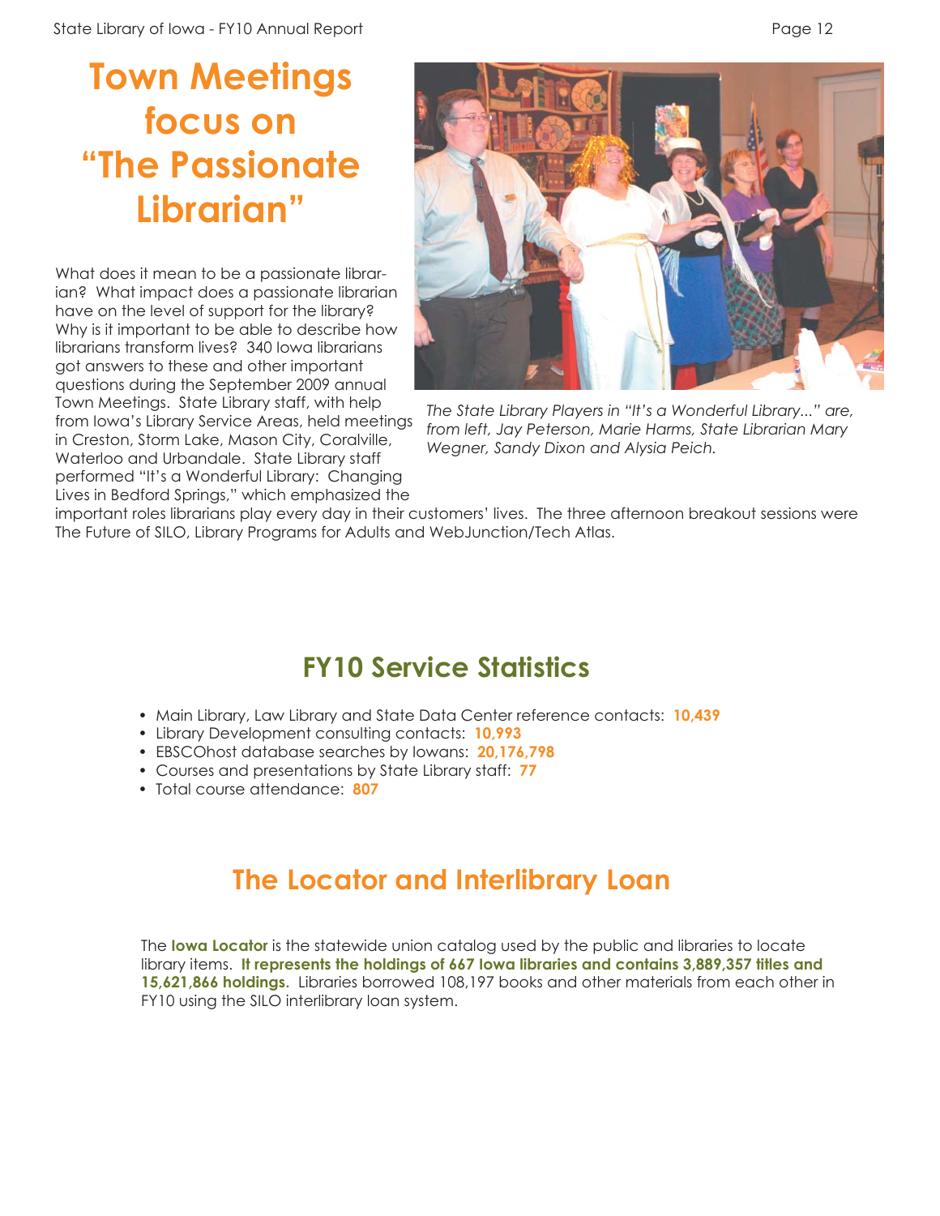# Town Meetings focus on "The Passionate Librarian"

What does it mean to be a passionate librarian? What impact does a passionate librarian have on the level of support for the library? Why is it important to be able to describe how librarians transform lives? 340 Iowa librarians got answers to these and other important questions during the September 2009 annual Town Meetings. State Library staff, with help from Iowa's Library Service Areas, held meetings in Creston, Storm Lake, Mason City, Coralville, Waterloo and Urbandale. State Library staff performed "It's a Wonderful Library: Changing Lives in Bedford Springs," which emphasized the important roles librarians play every day in their customers' lives. The three afternoon breakout sessions were The Future of SILO, Library Programs for Adults and WebJunction/Tech Atlas.

*The State Library Players in "It's a Wonderful Library..." are, from left, Jay Peterson, Marie Harms, State Librarian Mary Wegner, Sandy Dixon and Alysia Peich.*

## FY10 Service Statistics

- Main Library, Law Library and State Data Center reference contacts: **10,439**
- Library Development consulting contacts: **10,993**
- EBSCOhost database searches by Iowans: **20,176,798**
- Courses and presentations by State Library staff: **77**
- Total course attendance: **807**

## The Locator and Interlibrary Loan

The **Iowa Locator** is the statewide union catalog used by the public and libraries to locate library items. **It represents the holdings of 667 Iowa libraries and contains 3,889,357 titles and 15,621,866 holdings.** Libraries borrowed 108,197 books and other materials from each other in FY10 using the SILO interlibrary loan system.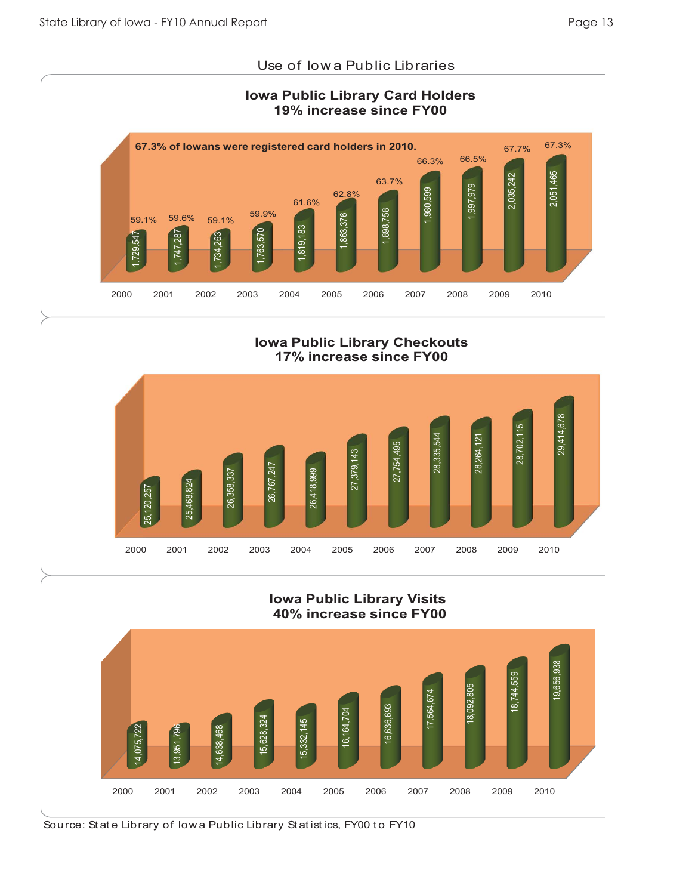## Use of Iowa Public Libraries

### Iowa Public Library Card Holders
**19% increase since FY00**

67.3% of Iowans were registered card holders in 2010.

| Year | Card Holders | % of Iowans |
|---|---|---|
| 2000 | 1,729,547 | 59.1% |
| 2001 | 1,747,287 | 59.6% |
| 2002 | 1,734,263 | 59.1% |
| 2003 | 1,763,570 | 59.9% |
| 2004 | 1,819,183 | 61.6% |
| 2005 | 1,863,376 | 62.8% |
| 2006 | 1,898,758 | 63.7% |
| 2007 | 1,980,599 | 66.3% |
| 2008 | 1,997,979 | 66.5% |
| 2009 | 2,035,242 | 67.7% |
| 2010 | 2,051,465 | 67.3% |

### Iowa Public Library Checkouts
**17% increase since FY00**

| Year | Checkouts |
|---|---|
| 2000 | 25,120,257 |
| 2001 | 25,468,824 |
| 2002 | 26,358,337 |
| 2003 | 26,767,247 |
| 2004 | 26,418,999 |
| 2005 | 27,379,143 |
| 2006 | 27,754,495 |
| 2007 | 28,335,544 |
| 2008 | 28,264,121 |
| 2009 | 28,702,115 |
| 2010 | 29,414,678 |

### Iowa Public Library Visits
**40% increase since FY00**

| Year | Visits |
|---|---|
| 2000 | 14,075,722 |
| 2001 | 13,951,796 |
| 2002 | 14,638,468 |
| 2003 | 15,628,324 |
| 2004 | 15,332,145 |
| 2005 | 16,164,704 |
| 2006 | 16,636,693 |
| 2007 | 17,564,674 |
| 2008 | 18,092,805 |
| 2009 | 18,744,559 |
| 2010 | 19,656,938 |

Source: State Library of Iowa Public Library Statistics, FY00 to FY10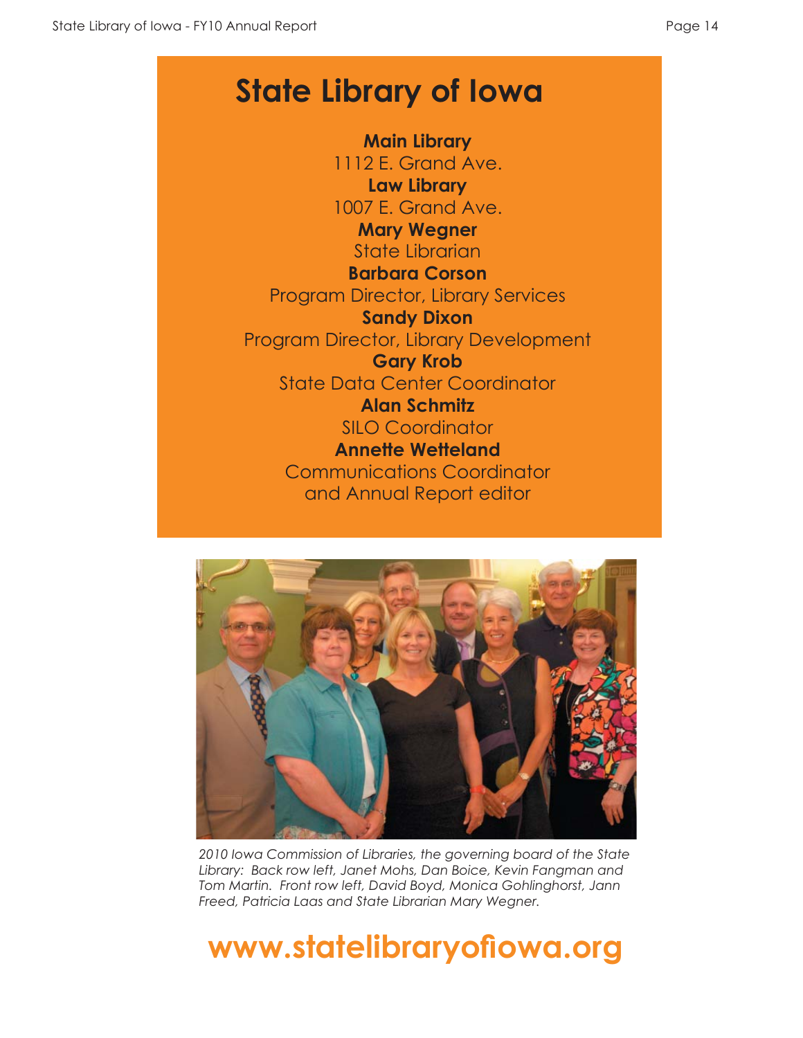# State Library of Iowa

**Main Library**
1112 E. Grand Ave.

**Law Library**
1007 E. Grand Ave.

**Mary Wegner**
State Librarian

**Barbara Corson**
Program Director, Library Services

**Sandy Dixon**
Program Director, Library Development

**Gary Krob**
State Data Center Coordinator

**Alan Schmitz**
SILO Coordinator

**Annette Wetteland**
Communications Coordinator
and Annual Report editor

*2010 Iowa Commission of Libraries, the governing board of the State Library: Back row left, Janet Mohs, Dan Boice, Kevin Fangman and Tom Martin. Front row left, David Boyd, Monica Gohlinghorst, Jann Freed, Patricia Laas and State Librarian Mary Wegner.*

**www.statelibraryofiowa.org**